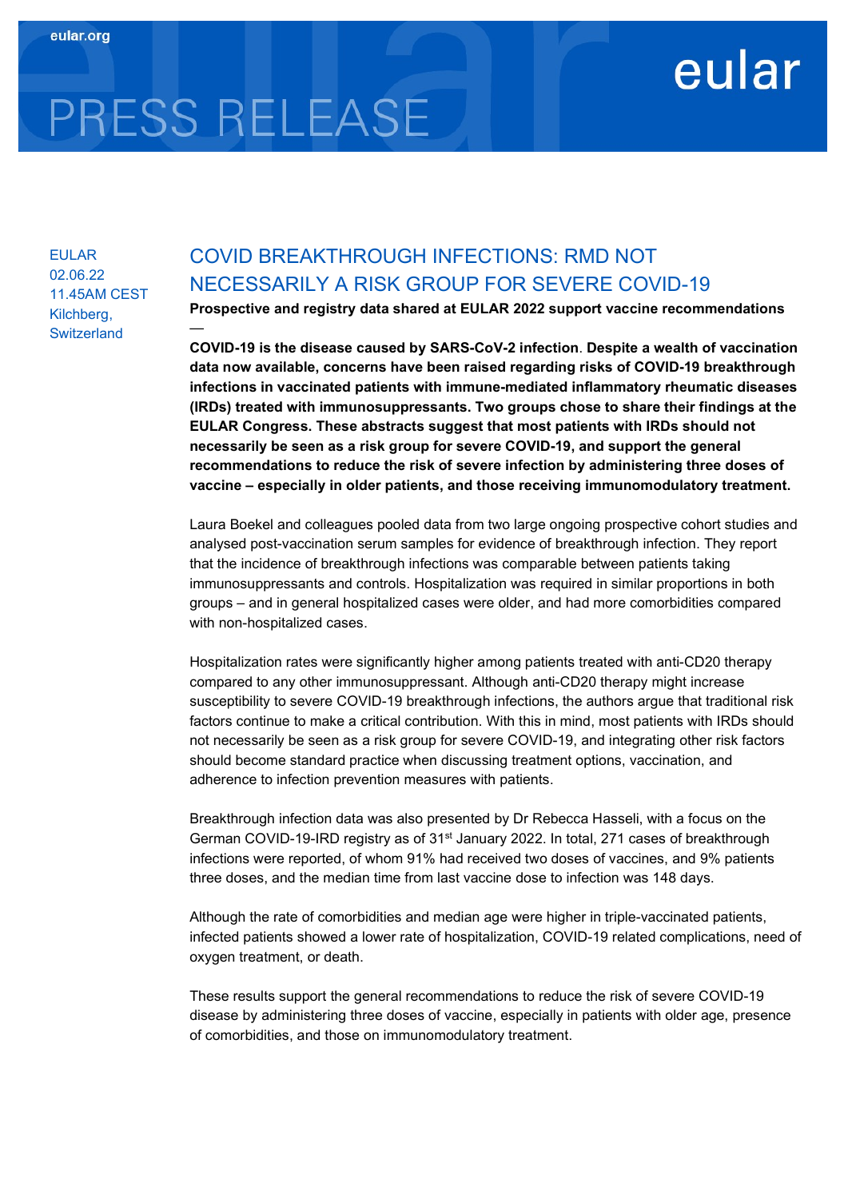eular.org

# PRESS RELEASE

eular

EULAR
02.06.22
11.45AM CEST
Kilchberg, Switzerland

## COVID BREAKTHROUGH INFECTIONS: RMD NOT NECESSARILY A RISK GROUP FOR SEVERE COVID-19

**Prospective and registry data shared at EULAR 2022 support vaccine recommendations**

—

**COVID-19 is the disease caused by SARS-CoV-2 infection. Despite a wealth of vaccination data now available, concerns have been raised regarding risks of COVID-19 breakthrough infections in vaccinated patients with immune-mediated inflammatory rheumatic diseases (IRDs) treated with immunosuppressants. Two groups chose to share their findings at the EULAR Congress. These abstracts suggest that most patients with IRDs should not necessarily be seen as a risk group for severe COVID-19, and support the general recommendations to reduce the risk of severe infection by administering three doses of vaccine – especially in older patients, and those receiving immunomodulatory treatment.**

Laura Boekel and colleagues pooled data from two large ongoing prospective cohort studies and analysed post-vaccination serum samples for evidence of breakthrough infection. They report that the incidence of breakthrough infections was comparable between patients taking immunosuppressants and controls. Hospitalization was required in similar proportions in both groups – and in general hospitalized cases were older, and had more comorbidities compared with non-hospitalized cases.

Hospitalization rates were significantly higher among patients treated with anti-CD20 therapy compared to any other immunosuppressant. Although anti-CD20 therapy might increase susceptibility to severe COVID-19 breakthrough infections, the authors argue that traditional risk factors continue to make a critical contribution. With this in mind, most patients with IRDs should not necessarily be seen as a risk group for severe COVID-19, and integrating other risk factors should become standard practice when discussing treatment options, vaccination, and adherence to infection prevention measures with patients.

Breakthrough infection data was also presented by Dr Rebecca Hasseli, with a focus on the German COVID-19-IRD registry as of 31st January 2022. In total, 271 cases of breakthrough infections were reported, of whom 91% had received two doses of vaccines, and 9% patients three doses, and the median time from last vaccine dose to infection was 148 days.

Although the rate of comorbidities and median age were higher in triple-vaccinated patients, infected patients showed a lower rate of hospitalization, COVID-19 related complications, need of oxygen treatment, or death.

These results support the general recommendations to reduce the risk of severe COVID-19 disease by administering three doses of vaccine, especially in patients with older age, presence of comorbidities, and those on immunomodulatory treatment.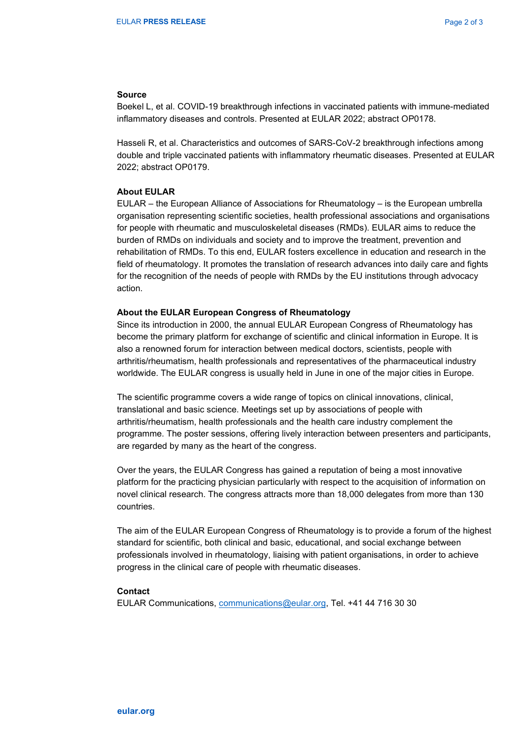**Source**

Boekel L, et al. COVID-19 breakthrough infections in vaccinated patients with immune-mediated inflammatory diseases and controls. Presented at EULAR 2022; abstract OP0178.

Hasseli R, et al. Characteristics and outcomes of SARS-CoV-2 breakthrough infections among double and triple vaccinated patients with inflammatory rheumatic diseases. Presented at EULAR 2022; abstract OP0179.

**About EULAR**

EULAR – the European Alliance of Associations for Rheumatology – is the European umbrella organisation representing scientific societies, health professional associations and organisations for people with rheumatic and musculoskeletal diseases (RMDs). EULAR aims to reduce the burden of RMDs on individuals and society and to improve the treatment, prevention and rehabilitation of RMDs. To this end, EULAR fosters excellence in education and research in the field of rheumatology. It promotes the translation of research advances into daily care and fights for the recognition of the needs of people with RMDs by the EU institutions through advocacy action.

**About the EULAR European Congress of Rheumatology**

Since its introduction in 2000, the annual EULAR European Congress of Rheumatology has become the primary platform for exchange of scientific and clinical information in Europe. It is also a renowned forum for interaction between medical doctors, scientists, people with arthritis/rheumatism, health professionals and representatives of the pharmaceutical industry worldwide. The EULAR congress is usually held in June in one of the major cities in Europe.

The scientific programme covers a wide range of topics on clinical innovations, clinical, translational and basic science. Meetings set up by associations of people with arthritis/rheumatism, health professionals and the health care industry complement the programme. The poster sessions, offering lively interaction between presenters and participants, are regarded by many as the heart of the congress.

Over the years, the EULAR Congress has gained a reputation of being a most innovative platform for the practicing physician particularly with respect to the acquisition of information on novel clinical research. The congress attracts more than 18,000 delegates from more than 130 countries.

The aim of the EULAR European Congress of Rheumatology is to provide a forum of the highest standard for scientific, both clinical and basic, educational, and social exchange between professionals involved in rheumatology, liaising with patient organisations, in order to achieve progress in the clinical care of people with rheumatic diseases.

**Contact**

EULAR Communications, communications@eular.org, Tel. +41 44 716 30 30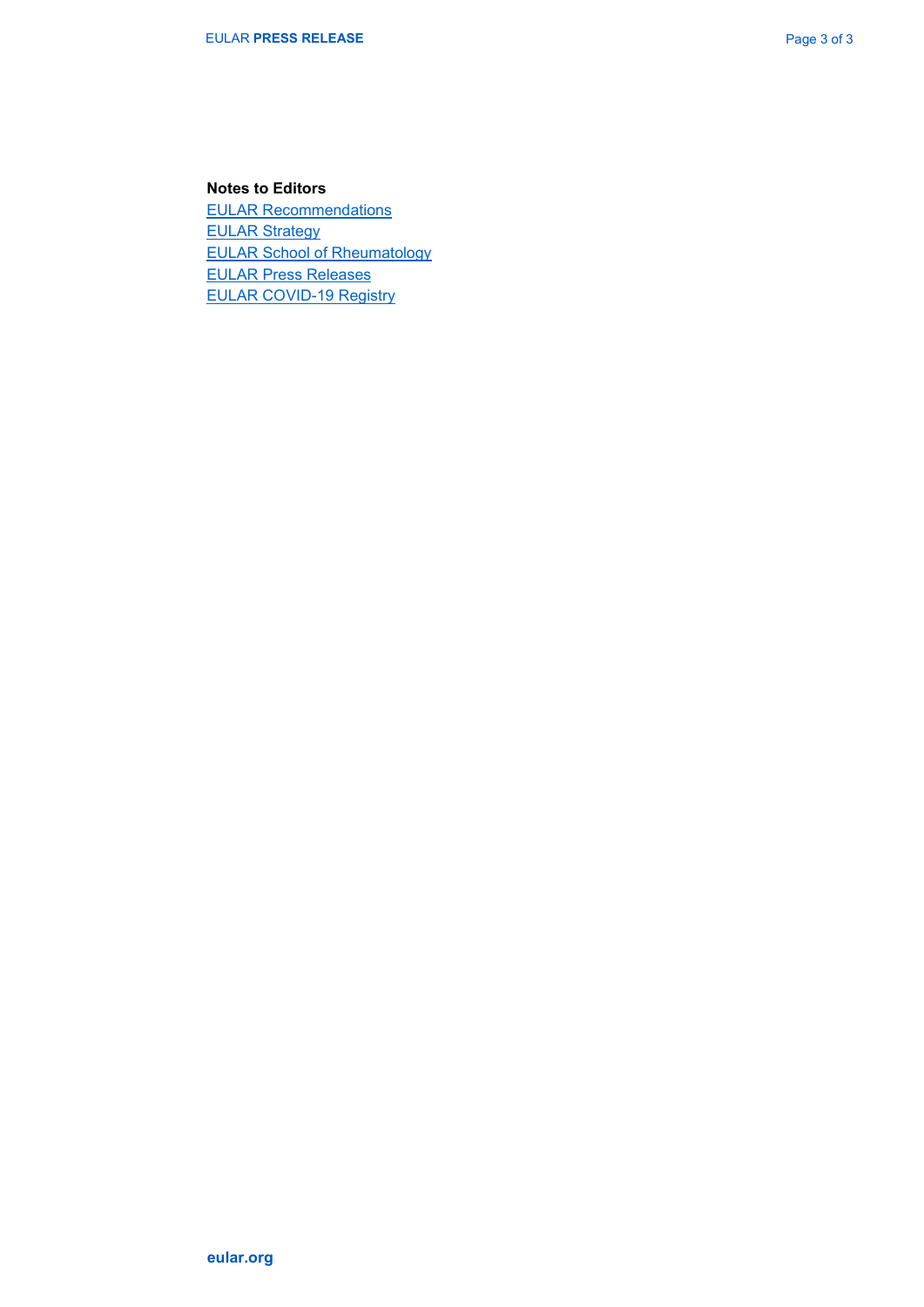**Notes to Editors**

EULAR Recommendations
EULAR Strategy
EULAR School of Rheumatology
EULAR Press Releases
EULAR COVID-19 Registry